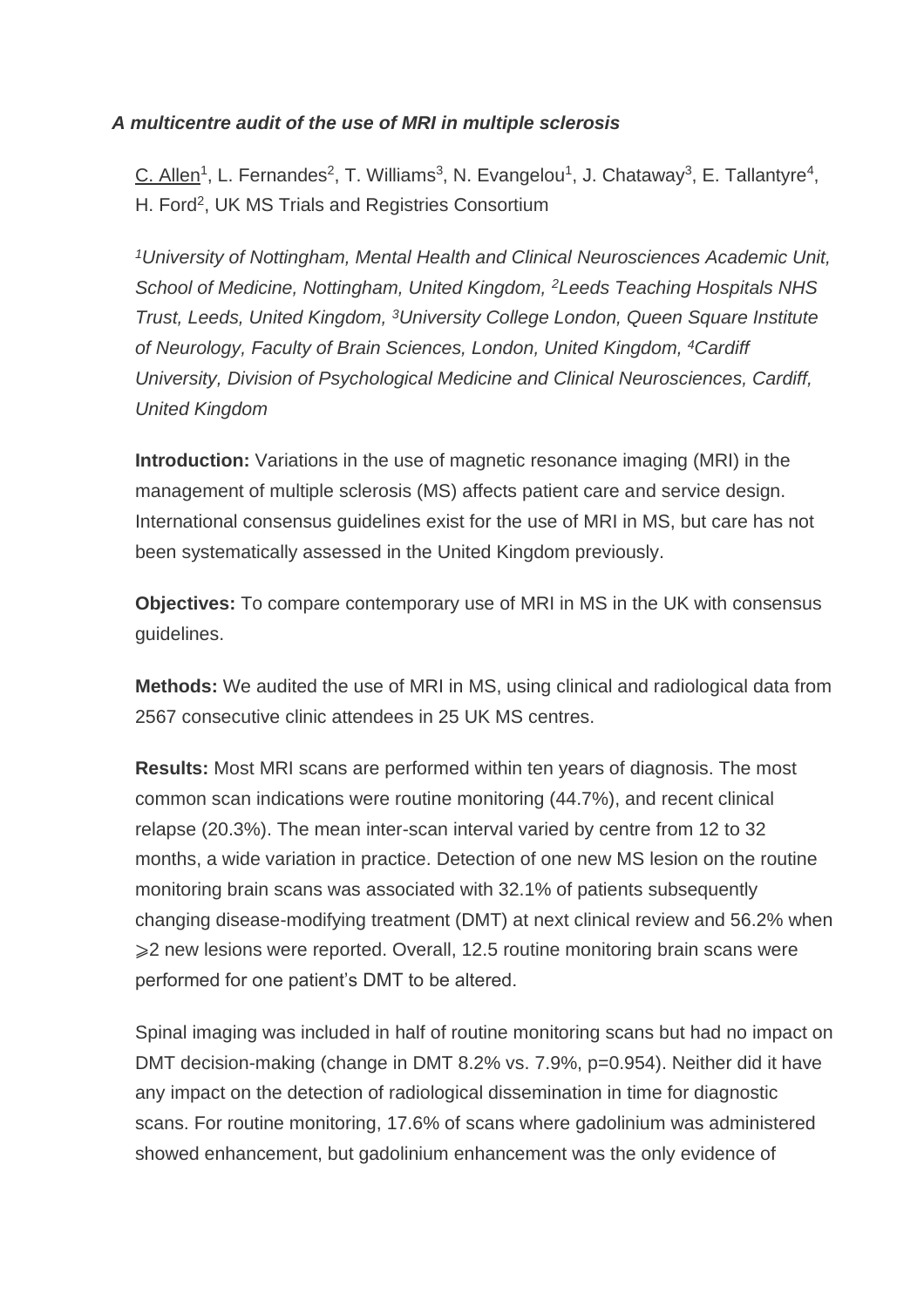***A multicentre audit of the use of MRI in multiple sclerosis***

C. Allen[1], L. Fernandes[2], T. Williams[3], N. Evangelou[1], J. Chataway[3], E. Tallantyre[4], H. Ford[2], UK MS Trials and Registries Consortium

*[1]University of Nottingham, Mental Health and Clinical Neurosciences Academic Unit, School of Medicine, Nottingham, United Kingdom, [2]Leeds Teaching Hospitals NHS Trust, Leeds, United Kingdom, [3]University College London, Queen Square Institute of Neurology, Faculty of Brain Sciences, London, United Kingdom, [4]Cardiff University, Division of Psychological Medicine and Clinical Neurosciences, Cardiff, United Kingdom*

**Introduction:** Variations in the use of magnetic resonance imaging (MRI) in the management of multiple sclerosis (MS) affects patient care and service design. International consensus guidelines exist for the use of MRI in MS, but care has not been systematically assessed in the United Kingdom previously.

**Objectives:** To compare contemporary use of MRI in MS in the UK with consensus guidelines.

**Methods:** We audited the use of MRI in MS, using clinical and radiological data from 2567 consecutive clinic attendees in 25 UK MS centres.

**Results:** Most MRI scans are performed within ten years of diagnosis. The most common scan indications were routine monitoring (44.7%), and recent clinical relapse (20.3%). The mean inter-scan interval varied by centre from 12 to 32 months, a wide variation in practice. Detection of one new MS lesion on the routine monitoring brain scans was associated with 32.1% of patients subsequently changing disease-modifying treatment (DMT) at next clinical review and 56.2% when ⩾2 new lesions were reported. Overall, 12.5 routine monitoring brain scans were performed for one patient's DMT to be altered.

Spinal imaging was included in half of routine monitoring scans but had no impact on DMT decision-making (change in DMT 8.2% vs. 7.9%, $p=0.954$). Neither did it have any impact on the detection of radiological dissemination in time for diagnostic scans. For routine monitoring, 17.6% of scans where gadolinium was administered showed enhancement, but gadolinium enhancement was the only evidence of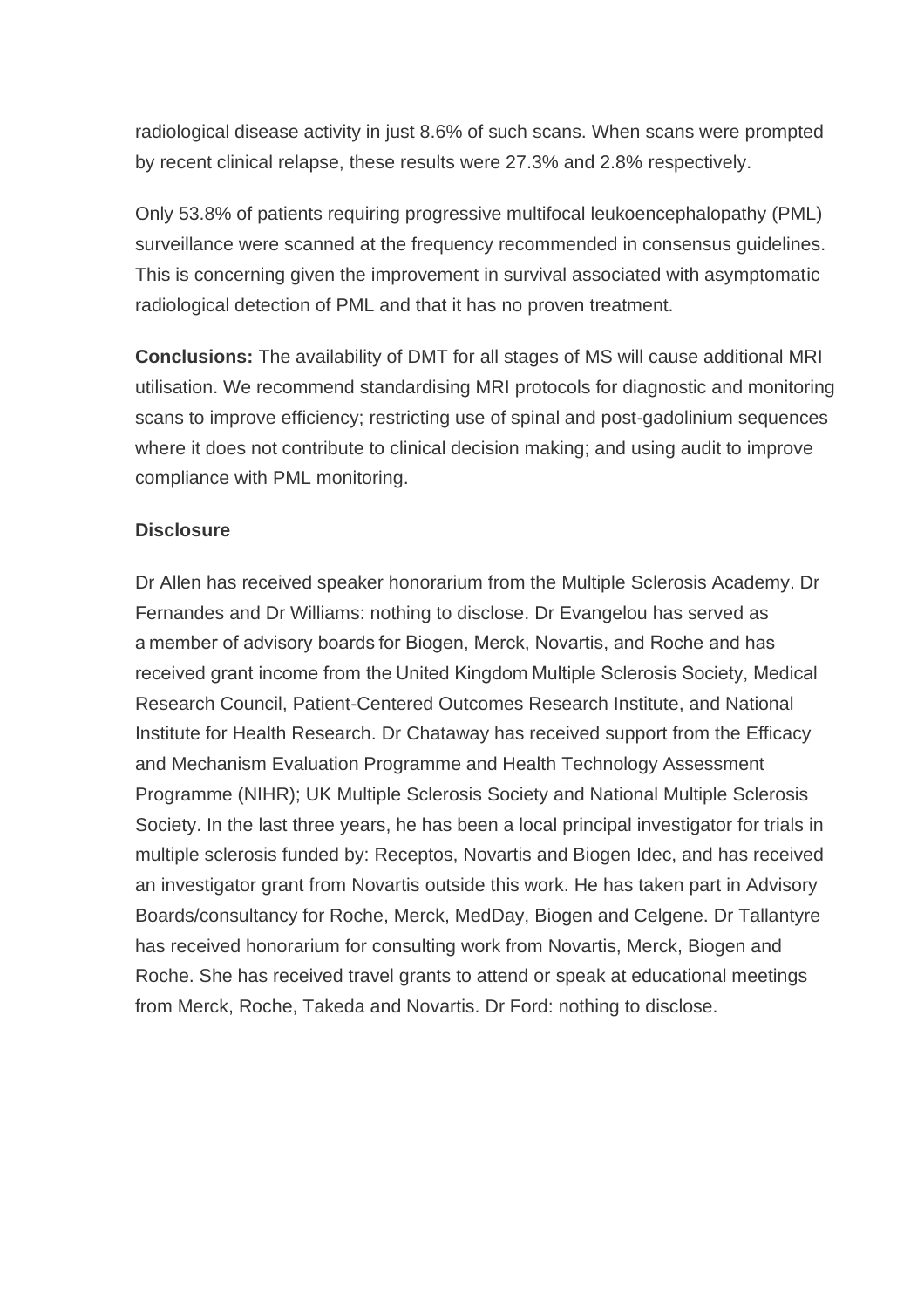radiological disease activity in just 8.6% of such scans. When scans were prompted by recent clinical relapse, these results were 27.3% and 2.8% respectively.

Only 53.8% of patients requiring progressive multifocal leukoencephalopathy (PML) surveillance were scanned at the frequency recommended in consensus guidelines. This is concerning given the improvement in survival associated with asymptomatic radiological detection of PML and that it has no proven treatment.

**Conclusions:** The availability of DMT for all stages of MS will cause additional MRI utilisation. We recommend standardising MRI protocols for diagnostic and monitoring scans to improve efficiency; restricting use of spinal and post-gadolinium sequences where it does not contribute to clinical decision making; and using audit to improve compliance with PML monitoring.

**Disclosure**

Dr Allen has received speaker honorarium from the Multiple Sclerosis Academy. Dr Fernandes and Dr Williams: nothing to disclose. Dr Evangelou has served as a member of advisory boards for Biogen, Merck, Novartis, and Roche and has received grant income from the United Kingdom Multiple Sclerosis Society, Medical Research Council, Patient-Centered Outcomes Research Institute, and National Institute for Health Research. Dr Chataway has received support from the Efficacy and Mechanism Evaluation Programme and Health Technology Assessment Programme (NIHR); UK Multiple Sclerosis Society and National Multiple Sclerosis Society. In the last three years, he has been a local principal investigator for trials in multiple sclerosis funded by: Receptos, Novartis and Biogen Idec, and has received an investigator grant from Novartis outside this work. He has taken part in Advisory Boards/consultancy for Roche, Merck, MedDay, Biogen and Celgene. Dr Tallantyre has received honorarium for consulting work from Novartis, Merck, Biogen and Roche. She has received travel grants to attend or speak at educational meetings from Merck, Roche, Takeda and Novartis. Dr Ford: nothing to disclose.